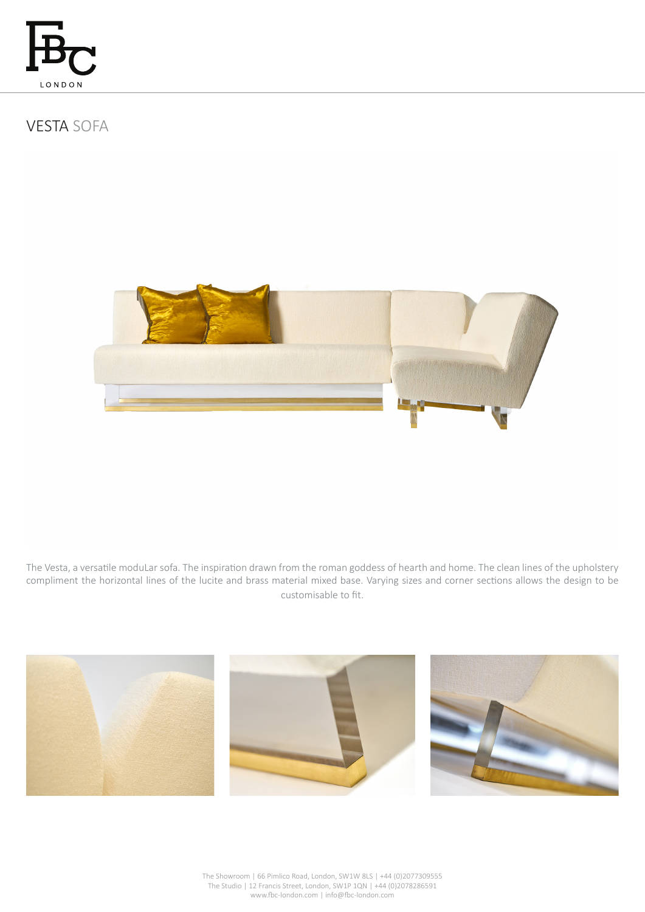# VESTA SOFA

The Vesta, a versatile moduLar sofa. The inspiration drawn from the roman goddess of hearth and home. The clean lines of the upholstery compliment the horizontal lines of the lucite and brass material mixed base. Varying sizes and corner sections allows the design to be customisable to fit.

The Showroom | 66 Pimlico Road, London, SW1W 8LS | +44 (0)2077309555
The Studio | 12 Francis Street, London, SW1P 1QN | +44 (0)2078286591
www.fbc-london.com | info@fbc-london.com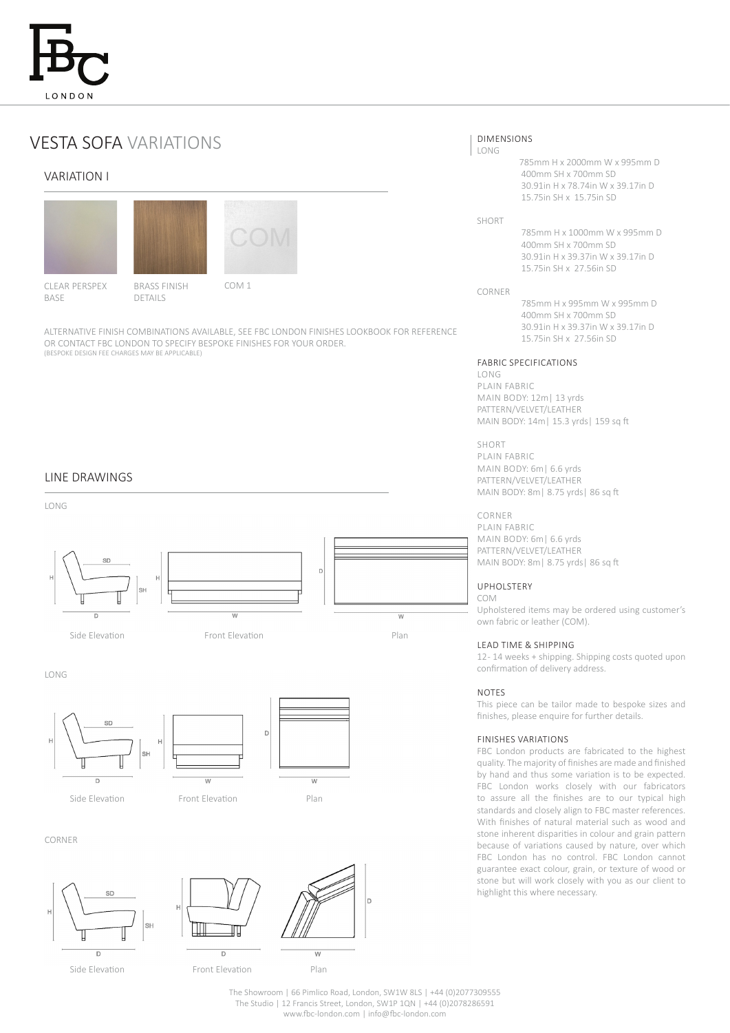# VESTA SOFA VARIATIONS

## VARIATION I

CLEAR PERSPEX BASE

BRASS FINISH DETAILS

COM 1

ALTERNATIVE FINISH COMBINATIONS AVAILABLE, SEE FBC LONDON FINISHES LOOKBOOK FOR REFERENCE OR CONTACT FBC LONDON TO SPECIFY BESPOKE FINISHES FOR YOUR ORDER.
(BESPOKE DESIGN FEE CHARGES MAY BE APPLICABLE)

## LINE DRAWINGS

LONG

Side Elevation

Front Elevation

Plan

LONG

Side Elevation

Front Elevation

Plan

CORNER

Side Elevation

Front Elevation

Plan

### DIMENSIONS

LONG

785mm H x 2000mm W x 995mm D
400mm SH x 700mm SD
30.91in H x 78.74in W x 39.17in D
15.75in SH x 15.75in SD

SHORT

785mm H x 1000mm W x 995mm D
400mm SH x 700mm SD
30.91in H x 39.37in W x 39.17in D
15.75in SH x 27.56in SD

CORNER

785mm H x 995mm W x 995mm D
400mm SH x 700mm SD
30.91in H x 39.37in W x 39.17in D
15.75in SH x 27.56in SD

### FABRIC SPECIFICATIONS

LONG
PLAIN FABRIC
MAIN BODY: 12m| 13 yrds
PATTERN/VELVET/LEATHER
MAIN BODY: 14m| 15.3 yrds| 159 sq ft

SHORT
PLAIN FABRIC
MAIN BODY: 6m| 6.6 yrds
PATTERN/VELVET/LEATHER
MAIN BODY: 8m| 8.75 yrds| 86 sq ft

CORNER
PLAIN FABRIC
MAIN BODY: 6m| 6.6 yrds
PATTERN/VELVET/LEATHER
MAIN BODY: 8m| 8.75 yrds| 86 sq ft

### UPHOLSTERY

COM
Upholstered items may be ordered using customer's own fabric or leather (COM).

### LEAD TIME & SHIPPING

12- 14 weeks + shipping. Shipping costs quoted upon confirmation of delivery address.

### NOTES

This piece can be tailor made to bespoke sizes and finishes, please enquire for further details.

### FINISHES VARIATIONS

FBC London products are fabricated to the highest quality. The majority of finishes are made and finished by hand and thus some variation is to be expected. FBC London works closely with our fabricators to assure all the finishes are to our typical high standards and closely align to FBC master references. With finishes of natural material such as wood and stone inherent disparities in colour and grain pattern because of variations caused by nature, over which FBC London has no control. FBC London cannot guarantee exact colour, grain, or texture of wood or stone but will work closely with you as our client to highlight this where necessary.

The Showroom | 66 Pimlico Road, London, SW1W 8LS | +44 (0)2077309555
The Studio | 12 Francis Street, London, SW1P 1QN | +44 (0)2078286591
www.fbc-london.com | info@fbc-london.com